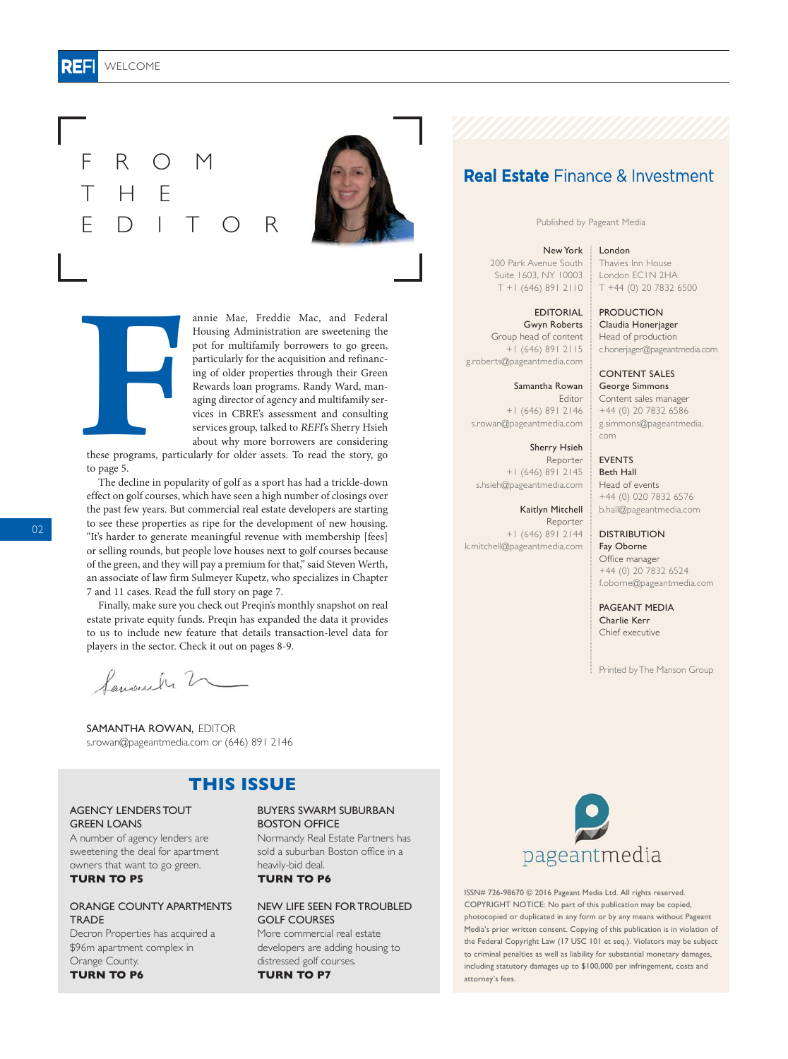# FROM THE EDITOR

Fannie Mae, Freddie Mac, and Federal Housing Administration are sweetening the pot for multifamily borrowers to go green, particularly for the acquisition and refinancing of older properties through their Green Rewards loan programs. Randy Ward, managing director of agency and multifamily services in CBRE's assessment and consulting services group, talked to *REFI*'s Sherry Hsieh about why more borrowers are considering these programs, particularly for older assets. To read the story, go to page 5.

The decline in popularity of golf as a sport has had a trickle-down effect on golf courses, which have seen a high number of closings over the past few years. But commercial real estate developers are starting to see these properties as ripe for the development of new housing. "It's harder to generate meaningful revenue with membership [fees] or selling rounds, but people love houses next to golf courses because of the green, and they will pay a premium for that," said Steven Werth, an associate of law firm Sulmeyer Kupetz, who specializes in Chapter 7 and 11 cases. Read the full story on page 7.

Finally, make sure you check out Preqin's monthly snapshot on real estate private equity funds. Preqin has expanded the data it provides to us to include new feature that details transaction-level data for players in the sector. Check it out on pages 8-9.

SAMANTHA ROWAN, EDITOR
s.rowan@pageantmedia.com or (646) 891 2146

## THIS ISSUE

**AGENCY LENDERS TOUT GREEN LOANS**
A number of agency lenders are sweetening the deal for apartment owners that want to go green.
**TURN TO P5**

**ORANGE COUNTY APARTMENTS TRADE**
Decron Properties has acquired a $96m apartment complex in Orange County.
**TURN TO P6**

**BUYERS SWARM SUBURBAN BOSTON OFFICE**
Normandy Real Estate Partners has sold a suburban Boston office in a heavily-bid deal.
**TURN TO P6**

**NEW LIFE SEEN FOR TROUBLED GOLF COURSES**
More commercial real estate developers are adding housing to distressed golf courses.
**TURN TO P7**

## Real Estate Finance & Investment

Published by Pageant Media

**New York**
200 Park Avenue South
Suite 1603, NY 10003
T +1 (646) 891 2110

**London**
Thavies Inn House
London EC1N 2HA
T +44 (0) 20 7832 6500

**EDITORIAL**

Gwyn Roberts
Group head of content
+1 (646) 891 2115
g.roberts@pageantmedia.com

Samantha Rowan
Editor
+1 (646) 891 2146
s.rowan@pageantmedia.com

Sherry Hsieh
Reporter
+1 (646) 891 2145
s.hsieh@pageantmedia.com

Kaitlyn Mitchell
Reporter
+1 (646) 891 2144
k.mitchell@pageantmedia.com

**PRODUCTION**
Claudia Honerjager
Head of production
c.honerjager@pageantmedia.com

**CONTENT SALES**
George Simmons
Content sales manager
+44 (0) 20 7832 6586
g.simmons@pageantmedia.com

**EVENTS**
Beth Hall
Head of events
+44 (0) 020 7832 6576
b.hall@pageantmedia.com

**DISTRIBUTION**
Fay Oborne
Office manager
+44 (0) 20 7832 6524
f.oborne@pageantmedia.com

**PAGEANT MEDIA**
Charlie Kerr
Chief executive

Printed by The Manson Group

pageantmedia

ISSN# 726-98670 © 2016 Pageant Media Ltd. All rights reserved. COPYRIGHT NOTICE: No part of this publication may be copied, photocopied or duplicated in any form or by any means without Pageant Media's prior written consent. Copying of this publication is in violation of the Federal Copyright Law (17 USC 101 et seq.). Violators may be subject to criminal penalties as well as liability for substantial monetary damages, including statutory damages up to $100,000 per infringement, costs and attorney's fees.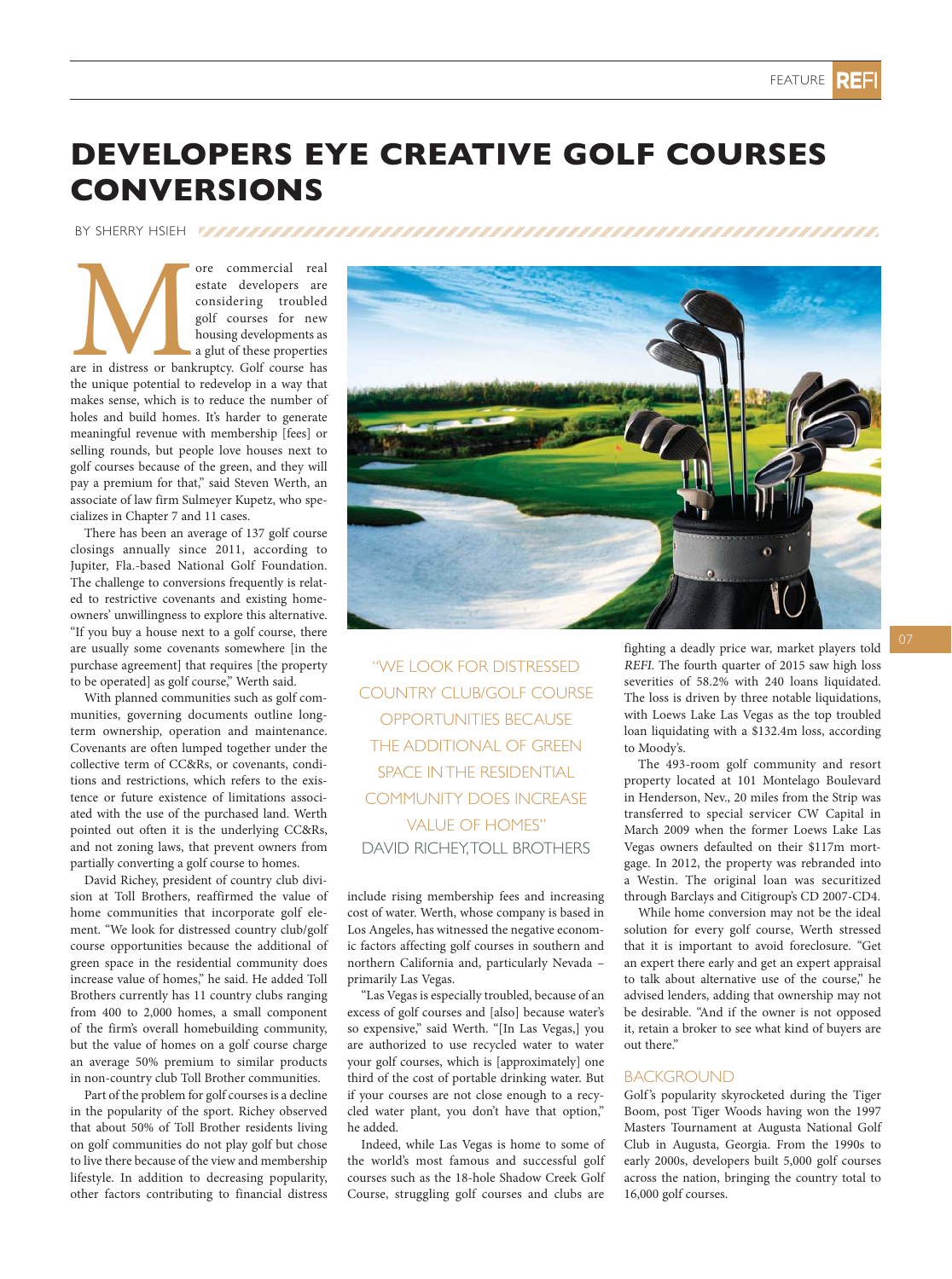# DEVELOPERS EYE CREATIVE GOLF COURSES CONVERSIONS

BY SHERRY HSIEH

More commercial real estate developers are considering troubled golf courses for new housing developments as a glut of these properties are in distress or bankruptcy. Golf course has the unique potential to redevelop in a way that makes sense, which is to reduce the number of holes and build homes. It's harder to generate meaningful revenue with membership [fees] or selling rounds, but people love houses next to golf courses because of the green, and they will pay a premium for that," said Steven Werth, an associate of law firm Sulmeyer Kupetz, who specializes in Chapter 7 and 11 cases.

There has been an average of 137 golf course closings annually since 2011, according to Jupiter, Fla.-based National Golf Foundation. The challenge to conversions frequently is related to restrictive covenants and existing homeowners' unwillingness to explore this alternative. "If you buy a house next to a golf course, there are usually some covenants somewhere [in the purchase agreement] that requires [the property to be operated] as golf course," Werth said.

With planned communities such as golf communities, governing documents outline long-term ownership, operation and maintenance. Covenants are often lumped together under the collective term of CC&Rs, or covenants, conditions and restrictions, which refers to the existence or future existence of limitations associated with the use of the purchased land. Werth pointed out often it is the underlying CC&Rs, and not zoning laws, that prevent owners from partially converting a golf course to homes.

David Richey, president of country club division at Toll Brothers, reaffirmed the value of home communities that incorporate golf element. "We look for distressed country club/golf course opportunities because the additional of green space in the residential community does increase value of homes," he said. He added Toll Brothers currently has 11 country clubs ranging from 400 to 2,000 homes, a small component of the firm's overall homebuilding community, but the value of homes on a golf course charge an average 50% premium to similar products in non-country club Toll Brother communities.

Part of the problem for golf courses is a decline in the popularity of the sport. Richey observed that about 50% of Toll Brother residents living on golf communities do not play golf but chose to live there because of the view and membership lifestyle. In addition to decreasing popularity, other factors contributing to financial distress include rising membership fees and increasing cost of water. Werth, whose company is based in Los Angeles, has witnessed the negative economic factors affecting golf courses in southern and northern California and, particularly Nevada – primarily Las Vegas.

> "WE LOOK FOR DISTRESSED COUNTRY CLUB/GOLF COURSE OPPORTUNITIES BECAUSE THE ADDITIONAL OF GREEN SPACE IN THE RESIDENTIAL COMMUNITY DOES INCREASE VALUE OF HOMES"
> DAVID RICHEY, TOLL BROTHERS

"Las Vegas is especially troubled, because of an excess of golf courses and [also] because water's so expensive," said Werth. "[In Las Vegas,] you are authorized to use recycled water to water your golf courses, which is [approximately] one third of the cost of portable drinking water. But if your courses are not close enough to a recycled water plant, you don't have that option," he added.

Indeed, while Las Vegas is home to some of the world's most famous and successful golf courses such as the 18-hole Shadow Creek Golf Course, struggling golf courses and clubs are fighting a deadly price war, market players told *REFI*. The fourth quarter of 2015 saw high loss severities of 58.2% with 240 loans liquidated. The loss is driven by three notable liquidations, with Loews Lake Las Vegas as the top troubled loan liquidating with a $132.4m loss, according to Moody's.

The 493-room golf community and resort property located at 101 Montelago Boulevard in Henderson, Nev., 20 miles from the Strip was transferred to special servicer CW Capital in March 2009 when the former Loews Lake Las Vegas owners defaulted on their $117m mortgage. In 2012, the property was rebranded into a Westin. The original loan was securitized through Barclays and Citigroup's CD 2007-CD4.

While home conversion may not be the ideal solution for every golf course, Werth stressed that it is important to avoid foreclosure. "Get an expert there early and get an expert appraisal to talk about alternative use of the course," he advised lenders, adding that ownership may not be desirable. "And if the owner is not opposed it, retain a broker to see what kind of buyers are out there."

## BACKGROUND

Golf's popularity skyrocketed during the Tiger Boom, post Tiger Woods having won the 1997 Masters Tournament at Augusta National Golf Club in Augusta, Georgia. From the 1990s to early 2000s, developers built 5,000 golf courses across the nation, bringing the country total to 16,000 golf courses.